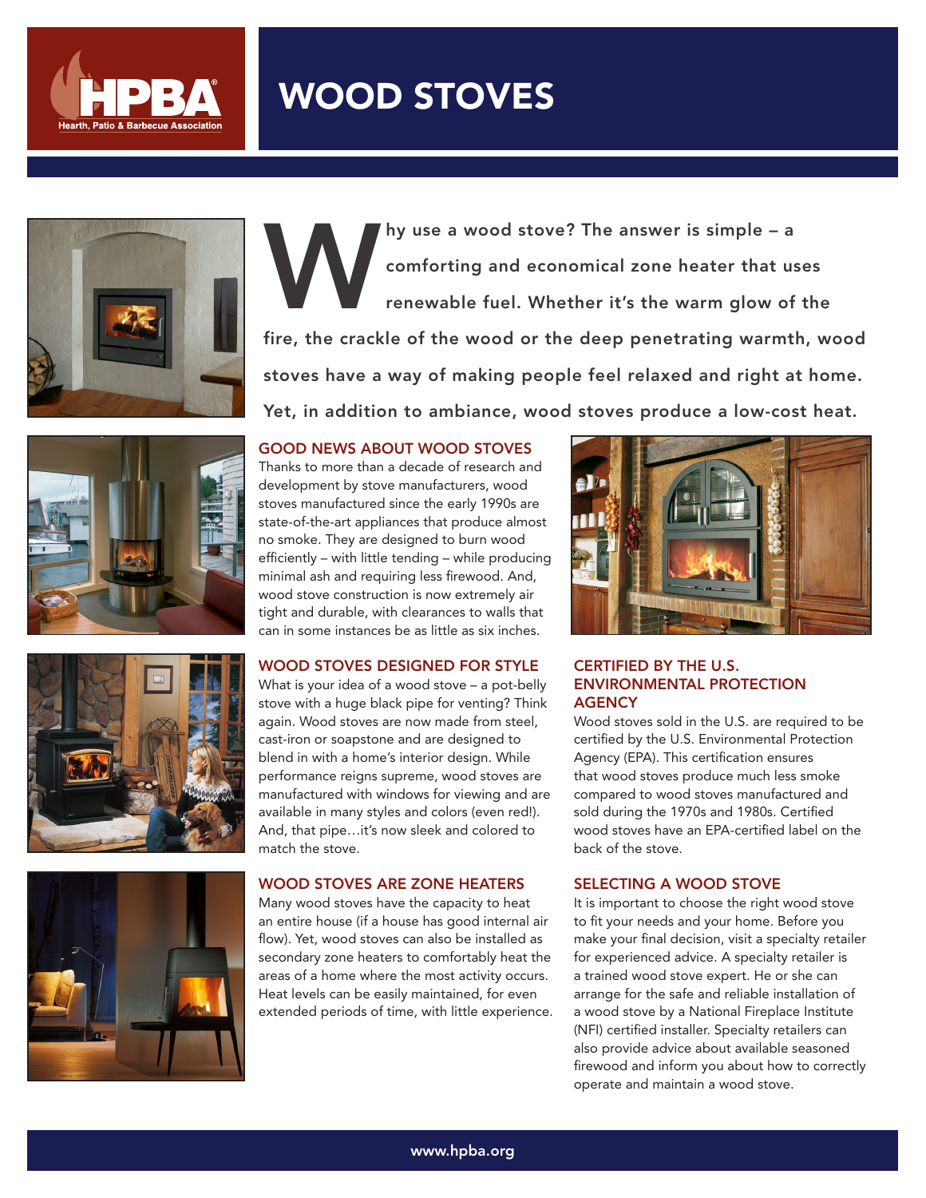# WOOD STOVES

Why use a wood stove? The answer is simple – a comforting and economical zone heater that uses renewable fuel. Whether it's the warm glow of the fire, the crackle of the wood or the deep penetrating warmth, wood stoves have a way of making people feel relaxed and right at home. Yet, in addition to ambiance, wood stoves produce a low-cost heat.

## GOOD NEWS ABOUT WOOD STOVES

Thanks to more than a decade of research and development by stove manufacturers, wood stoves manufactured since the early 1990s are state-of-the-art appliances that produce almost no smoke. They are designed to burn wood efficiently – with little tending – while producing minimal ash and requiring less firewood. And, wood stove construction is now extremely air tight and durable, with clearances to walls that can in some instances be as little as six inches.

## WOOD STOVES DESIGNED FOR STYLE

What is your idea of a wood stove – a pot-belly stove with a huge black pipe for venting? Think again. Wood stoves are now made from steel, cast-iron or soapstone and are designed to blend in with a home's interior design. While performance reigns supreme, wood stoves are manufactured with windows for viewing and are available in many styles and colors (even red!). And, that pipe…it's now sleek and colored to match the stove.

## WOOD STOVES ARE ZONE HEATERS

Many wood stoves have the capacity to heat an entire house (if a house has good internal air flow). Yet, wood stoves can also be installed as secondary zone heaters to comfortably heat the areas of a home where the most activity occurs. Heat levels can be easily maintained, for even extended periods of time, with little experience.

## CERTIFIED BY THE U.S. ENVIRONMENTAL PROTECTION AGENCY

Wood stoves sold in the U.S. are required to be certified by the U.S. Environmental Protection Agency (EPA). This certification ensures that wood stoves produce much less smoke compared to wood stoves manufactured and sold during the 1970s and 1980s. Certified wood stoves have an EPA-certified label on the back of the stove.

## SELECTING A WOOD STOVE

It is important to choose the right wood stove to fit your needs and your home. Before you make your final decision, visit a specialty retailer for experienced advice. A specialty retailer is a trained wood stove expert. He or she can arrange for the safe and reliable installation of a wood stove by a National Fireplace Institute (NFI) certified installer. Specialty retailers can also provide advice about available seasoned firewood and inform you about how to correctly operate and maintain a wood stove.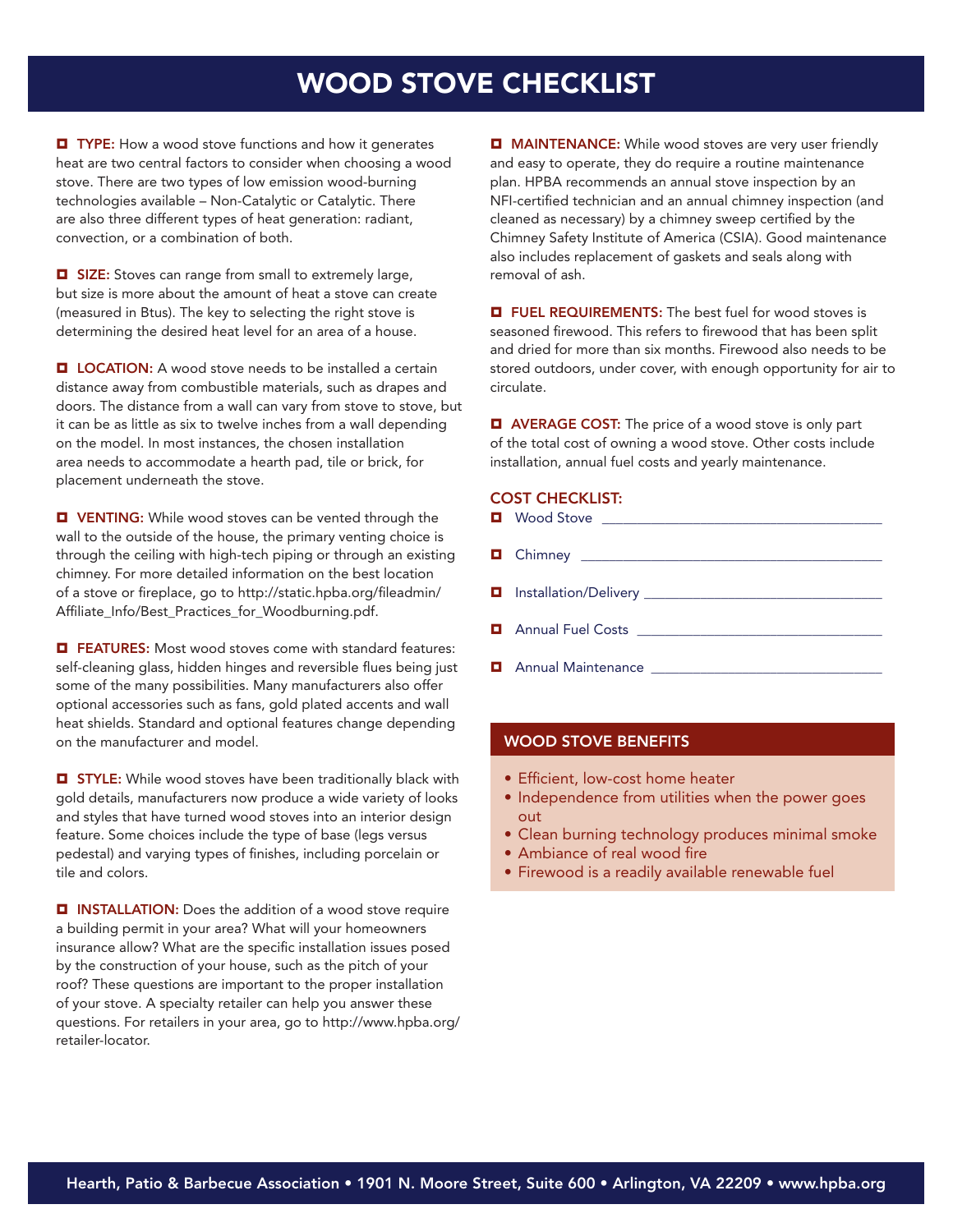# WOOD STOVE CHECKLIST

- [ ] **TYPE:** How a wood stove functions and how it generates heat are two central factors to consider when choosing a wood stove. There are two types of low emission wood-burning technologies available – Non-Catalytic or Catalytic. There are also three different types of heat generation: radiant, convection, or a combination of both.

- [ ] **SIZE:** Stoves can range from small to extremely large, but size is more about the amount of heat a stove can create (measured in Btus). The key to selecting the right stove is determining the desired heat level for an area of a house.

- [ ] **LOCATION:** A wood stove needs to be installed a certain distance away from combustible materials, such as drapes and doors. The distance from a wall can vary from stove to stove, but it can be as little as six to twelve inches from a wall depending on the model. In most instances, the chosen installation area needs to accommodate a hearth pad, tile or brick, for placement underneath the stove.

- [ ] **VENTING:** While wood stoves can be vented through the wall to the outside of the house, the primary venting choice is through the ceiling with high-tech piping or through an existing chimney. For more detailed information on the best location of a stove or fireplace, go to http://static.hpba.org/fileadmin/Affiliate_Info/Best_Practices_for_Woodburning.pdf.

- [ ] **FEATURES:** Most wood stoves come with standard features: self-cleaning glass, hidden hinges and reversible flues being just some of the many possibilities. Many manufacturers also offer optional accessories such as fans, gold plated accents and wall heat shields. Standard and optional features change depending on the manufacturer and model.

- [ ] **STYLE:** While wood stoves have been traditionally black with gold details, manufacturers now produce a wide variety of looks and styles that have turned wood stoves into an interior design feature. Some choices include the type of base (legs versus pedestal) and varying types of finishes, including porcelain or tile and colors.

- [ ] **INSTALLATION:** Does the addition of a wood stove require a building permit in your area? What will your homeowners insurance allow? What are the specific installation issues posed by the construction of your house, such as the pitch of your roof? These questions are important to the proper installation of your stove. A specialty retailer can help you answer these questions. For retailers in your area, go to http://www.hpba.org/retailer-locator.

- [ ] **MAINTENANCE:** While wood stoves are very user friendly and easy to operate, they do require a routine maintenance plan. HPBA recommends an annual stove inspection by an NFI-certified technician and an annual chimney inspection (and cleaned as necessary) by a chimney sweep certified by the Chimney Safety Institute of America (CSIA). Good maintenance also includes replacement of gaskets and seals along with removal of ash.

- [ ] **FUEL REQUIREMENTS:** The best fuel for wood stoves is seasoned firewood. This refers to firewood that has been split and dried for more than six months. Firewood also needs to be stored outdoors, under cover, with enough opportunity for air to circulate.

- [ ] **AVERAGE COST:** The price of a wood stove is only part of the total cost of owning a wood stove. Other costs include installation, annual fuel costs and yearly maintenance.

## COST CHECKLIST:

- [ ] Wood Stove ______________________
- [ ] Chimney ______________________
- [ ] Installation/Delivery ______________________
- [ ] Annual Fuel Costs ______________________
- [ ] Annual Maintenance ______________________

## WOOD STOVE BENEFITS

- Efficient, low-cost home heater
- Independence from utilities when the power goes out
- Clean burning technology produces minimal smoke
- Ambiance of real wood fire
- Firewood is a readily available renewable fuel

Hearth, Patio & Barbecue Association • 1901 N. Moore Street, Suite 600 • Arlington, VA 22209 • www.hpba.org